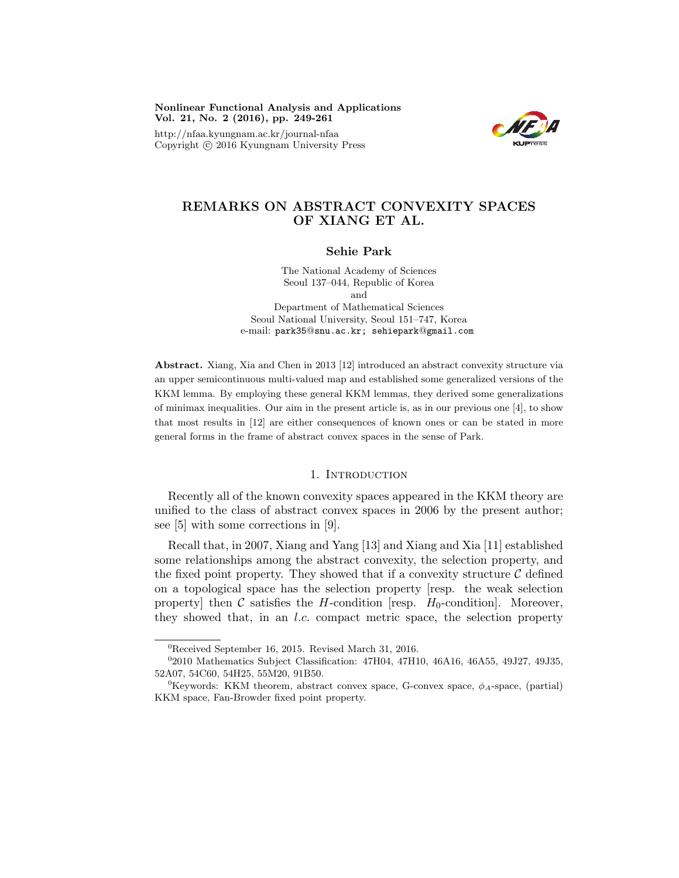# REMARKS ON ABSTRACT CONVEXITY SPACES OF XIANG ET AL.

**Sehie Park**

The National Academy of Sciences
Seoul 137–044, Republic of Korea
and
Department of Mathematical Sciences
Seoul National University, Seoul 151–747, Korea
e-mail: park35@snu.ac.kr; sehiepark@gmail.com

**Abstract.** Xiang, Xia and Chen in 2013 [12] introduced an abstract convexity structure via an upper semicontinuous multi-valued map and established some generalized versions of the KKM lemma. By employing these general KKM lemmas, they derived some generalizations of minimax inequalities. Our aim in the present article is, as in our previous one [4], to show that most results in [12] are either consequences of known ones or can be stated in more general forms in the frame of abstract convex spaces in the sense of Park.

## 1. Introduction

Recently all of the known convexity spaces appeared in the KKM theory are unified to the class of abstract convex spaces in 2006 by the present author; see [5] with some corrections in [9].

Recall that, in 2007, Xiang and Yang [13] and Xiang and Xia [11] established some relationships among the abstract convexity, the selection property, and the fixed point property. They showed that if a convexity structure $\mathcal{C}$ defined on a topological space has the selection property [resp. the weak selection property] then $\mathcal{C}$ satisfies the $H$-condition [resp. $H_0$-condition]. Moreover, they showed that, in an *l.c.* compact metric space, the selection property

---

[0] Received September 16, 2015. Revised March 31, 2016.

[0] 2010 Mathematics Subject Classification: 47H04, 47H10, 46A16, 46A55, 49J27, 49J35, 52A07, 54C60, 54H25, 55M20, 91B50.

[0] Keywords: KKM theorem, abstract convex space, G-convex space, $\phi_A$-space, (partial) KKM space, Fan-Browder fixed point property.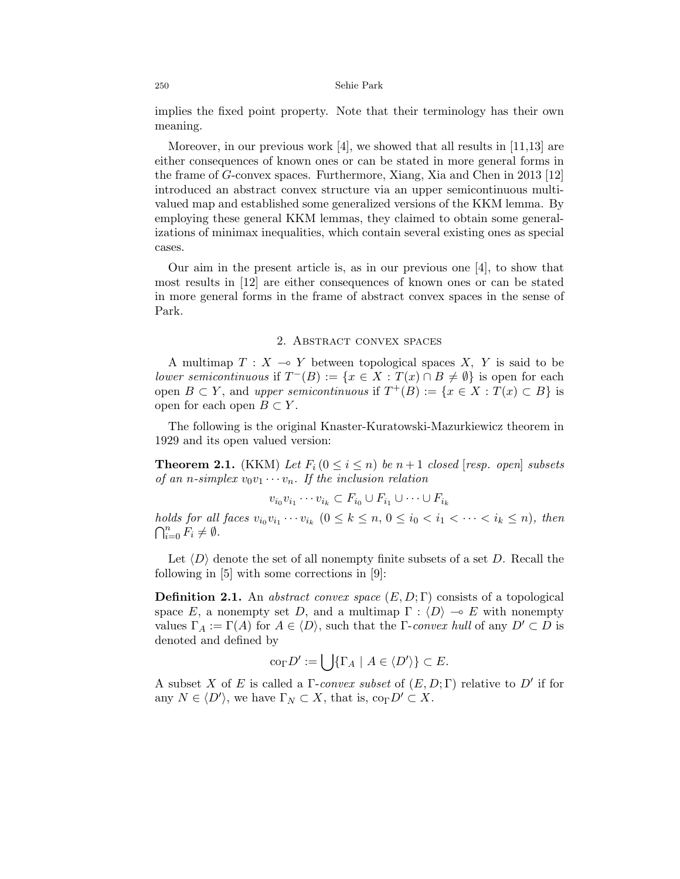implies the fixed point property. Note that their terminology has their own meaning.

Moreover, in our previous work [4], we showed that all results in [11,13] are either consequences of known ones or can be stated in more general forms in the frame of $G$-convex spaces. Furthermore, Xiang, Xia and Chen in 2013 [12] introduced an abstract convex structure via an upper semicontinuous multivalued map and established some generalized versions of the KKM lemma. By employing these general KKM lemmas, they claimed to obtain some generalizations of minimax inequalities, which contain several existing ones as special cases.

Our aim in the present article is, as in our previous one [4], to show that most results in [12] are either consequences of known ones or can be stated in more general forms in the frame of abstract convex spaces in the sense of Park.

## 2. Abstract convex spaces

A multimap $T : X \multimap Y$ between topological spaces $X$, $Y$ is said to be *lower semicontinuous* if $T^{-}(B) := \{x \in X : T(x) \cap B \neq \emptyset\}$ is open for each open $B \subset Y$, and *upper semicontinuous* if $T^{+}(B) := \{x \in X : T(x) \subset B\}$ is open for each open $B \subset Y$.

The following is the original Knaster-Kuratowski-Mazurkiewicz theorem in 1929 and its open valued version:

**Theorem 2.1.** (KKM) *Let $F_i \, (0 \leq i \leq n)$ be $n+1$ closed [resp. open] subsets of an $n$-simplex $v_0 v_1 \cdots v_n$. If the inclusion relation*

$$v_{i_0} v_{i_1} \cdots v_{i_k} \subset F_{i_0} \cup F_{i_1} \cup \cdots \cup F_{i_k}$$

*holds for all faces $v_{i_0} v_{i_1} \cdots v_{i_k}$ $(0 \leq k \leq n,\ 0 \leq i_0 < i_1 < \cdots < i_k \leq n)$, then $\bigcap_{i=0}^{n} F_i \neq \emptyset$.*

Let $\langle D \rangle$ denote the set of all nonempty finite subsets of a set $D$. Recall the following in [5] with some corrections in [9]:

**Definition 2.1.** An *abstract convex space* $(E, D; \Gamma)$ consists of a topological space $E$, a nonempty set $D$, and a multimap $\Gamma : \langle D \rangle \multimap E$ with nonempty values $\Gamma_A := \Gamma(A)$ for $A \in \langle D \rangle$, such that the $\Gamma$-*convex hull* of any $D' \subset D$ is denoted and defined by

$$\mathrm{co}_{\Gamma} D' := \bigcup \{\Gamma_A \mid A \in \langle D' \rangle\} \subset E.$$

A subset $X$ of $E$ is called a $\Gamma$-*convex subset* of $(E, D; \Gamma)$ relative to $D'$ if for any $N \in \langle D' \rangle$, we have $\Gamma_N \subset X$, that is, $\mathrm{co}_{\Gamma} D' \subset X$.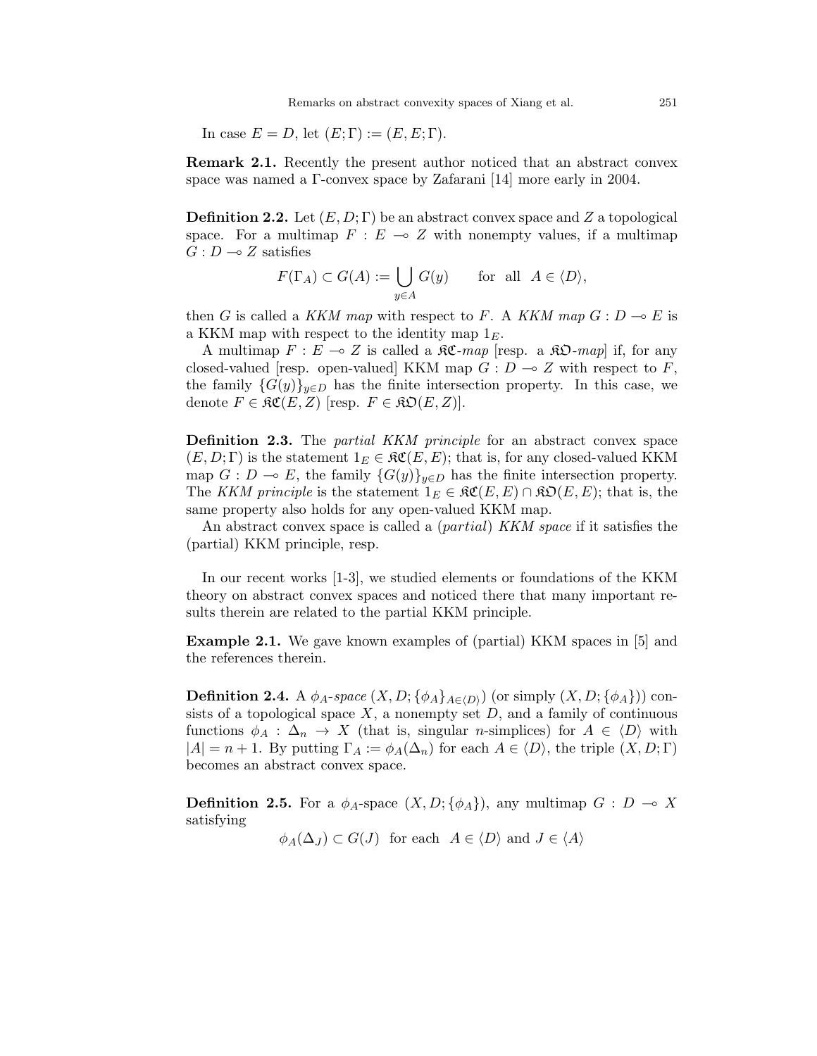In case $E = D$, let $(E;\Gamma) := (E, E;\Gamma)$.

**Remark 2.1.** Recently the present author noticed that an abstract convex space was named a $\Gamma$-convex space by Zafarani [14] more early in 2004.

**Definition 2.2.** Let $(E, D;\Gamma)$ be an abstract convex space and $Z$ a topological space. For a multimap $F : E \multimap Z$ with nonempty values, if a multimap $G : D \multimap Z$ satisfies

$$F(\Gamma_A) \subset G(A) := \bigcup_{y \in A} G(y) \qquad \text{for all} \quad A \in \langle D \rangle,$$

then $G$ is called a *KKM map* with respect to $F$. A *KKM map* $G : D \multimap E$ is a KKM map with respect to the identity map $1_E$.

A multimap $F : E \multimap Z$ is called a $\mathfrak{KC}$*-map* [resp. a $\mathfrak{KO}$*-map*] if, for any closed-valued [resp. open-valued] KKM map $G : D \multimap Z$ with respect to $F$, the family $\{G(y)\}_{y \in D}$ has the finite intersection property. In this case, we denote $F \in \mathfrak{KC}(E, Z)$ [resp. $F \in \mathfrak{KO}(E, Z)$].

**Definition 2.3.** The *partial KKM principle* for an abstract convex space $(E, D;\Gamma)$ is the statement $1_E \in \mathfrak{KC}(E, E)$; that is, for any closed-valued KKM map $G : D \multimap E$, the family $\{G(y)\}_{y \in D}$ has the finite intersection property. The *KKM principle* is the statement $1_E \in \mathfrak{KC}(E, E) \cap \mathfrak{KO}(E, E)$; that is, the same property also holds for any open-valued KKM map.

An abstract convex space is called a (*partial*) *KKM space* if it satisfies the (partial) KKM principle, resp.

In our recent works [1-3], we studied elements or foundations of the KKM theory on abstract convex spaces and noticed there that many important results therein are related to the partial KKM principle.

**Example 2.1.** We gave known examples of (partial) KKM spaces in [5] and the references therein.

**Definition 2.4.** A $\phi_A$*-space* $(X, D; \{\phi_A\}_{A \in \langle D \rangle})$ (or simply $(X, D; \{\phi_A\})$) consists of a topological space $X$, a nonempty set $D$, and a family of continuous functions $\phi_A : \Delta_n \to X$ (that is, singular $n$-simplices) for $A \in \langle D \rangle$ with $|A| = n + 1$. By putting $\Gamma_A := \phi_A(\Delta_n)$ for each $A \in \langle D \rangle$, the triple $(X, D;\Gamma)$ becomes an abstract convex space.

**Definition 2.5.** For a $\phi_A$-space $(X, D; \{\phi_A\})$, any multimap $G : D \multimap X$ satisfying

$$\phi_A(\Delta_J) \subset G(J) \text{ for each } A \in \langle D \rangle \text{ and } J \in \langle A \rangle$$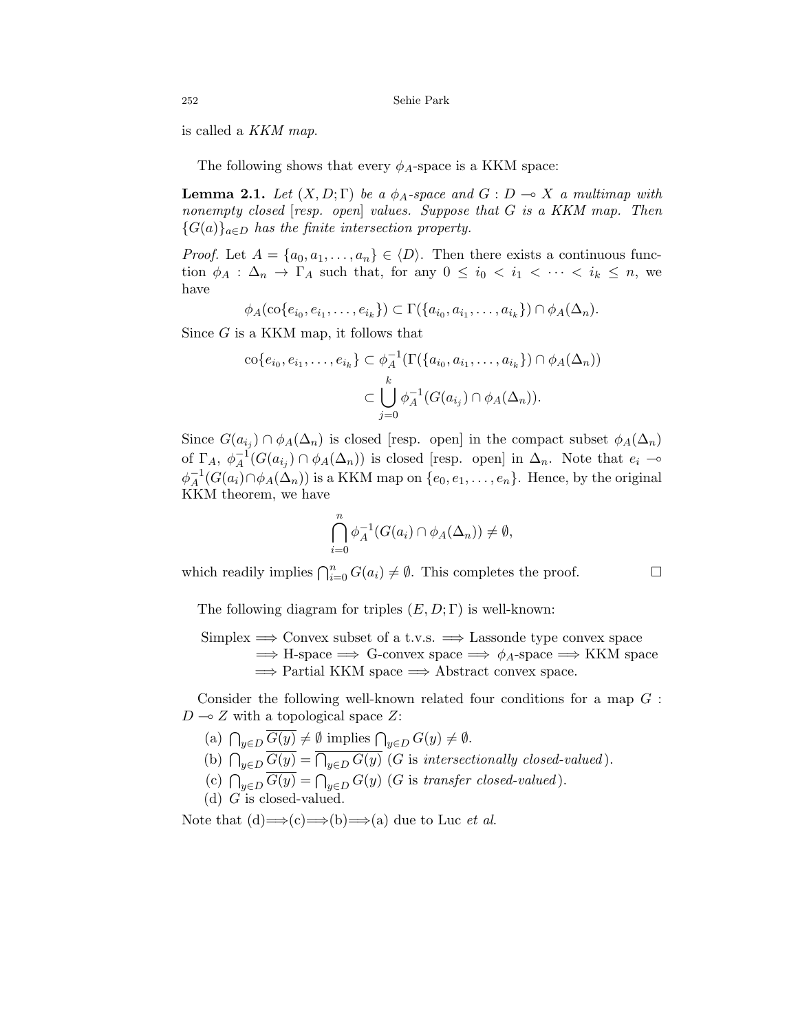is called a *KKM map*.

The following shows that every $\phi_A$-space is a KKM space:

**Lemma 2.1.** *Let $(X, D; \Gamma)$ be a $\phi_A$-space and $G : D \multimap X$ a multimap with nonempty closed [resp. open] values. Suppose that $G$ is a KKM map. Then $\{G(a)\}_{a \in D}$ has the finite intersection property.*

*Proof.* Let $A = \{a_0, a_1, \ldots, a_n\} \in \langle D \rangle$. Then there exists a continuous function $\phi_A : \Delta_n \to \Gamma_A$ such that, for any $0 \leq i_0 < i_1 < \cdots < i_k \leq n$, we have

$$\phi_A(\mathrm{co}\{e_{i_0}, e_{i_1}, \ldots, e_{i_k}\}) \subset \Gamma(\{a_{i_0}, a_{i_1}, \ldots, a_{i_k}\}) \cap \phi_A(\Delta_n).$$

Since $G$ is a KKM map, it follows that

$$\begin{aligned}
\mathrm{co}\{e_{i_0}, e_{i_1}, \ldots, e_{i_k}\} &\subset \phi_A^{-1}(\Gamma(\{a_{i_0}, a_{i_1}, \ldots, a_{i_k}\}) \cap \phi_A(\Delta_n)) \\
&\subset \bigcup_{j=0}^{k} \phi_A^{-1}(G(a_{i_j}) \cap \phi_A(\Delta_n)).
\end{aligned}$$

Since $G(a_{i_j}) \cap \phi_A(\Delta_n)$ is closed [resp. open] in the compact subset $\phi_A(\Delta_n)$ of $\Gamma_A$, $\phi_A^{-1}(G(a_{i_j}) \cap \phi_A(\Delta_n))$ is closed [resp. open] in $\Delta_n$. Note that $e_i \multimap \phi_A^{-1}(G(a_i) \cap \phi_A(\Delta_n))$ is a KKM map on $\{e_0, e_1, \ldots, e_n\}$. Hence, by the original KKM theorem, we have

$$\bigcap_{i=0}^{n} \phi_A^{-1}(G(a_i) \cap \phi_A(\Delta_n)) \neq \emptyset,$$

which readily implies $\bigcap_{i=0}^{n} G(a_i) \neq \emptyset$. This completes the proof. $\square$

The following diagram for triples $(E, D; \Gamma)$ is well-known:

Simplex $\Longrightarrow$ Convex subset of a t.v.s. $\Longrightarrow$ Lassonde type convex space $\Longrightarrow$ H-space $\Longrightarrow$ G-convex space $\Longrightarrow$ $\phi_A$-space $\Longrightarrow$ KKM space $\Longrightarrow$ Partial KKM space $\Longrightarrow$ Abstract convex space.

Consider the following well-known related four conditions for a map $G : D \multimap Z$ with a topological space $Z$:

(a) $\bigcap_{y \in D} \overline{G(y)} \neq \emptyset$ implies $\bigcap_{y \in D} G(y) \neq \emptyset$.

(b) $\bigcap_{y \in D} \overline{G(y)} = \overline{\bigcap_{y \in D} G(y)}$ ($G$ is *intersectionally closed-valued*).

(c) $\bigcap_{y \in D} \overline{G(y)} = \bigcap_{y \in D} G(y)$ ($G$ is *transfer closed-valued*).

(d) $G$ is closed-valued.

Note that (d)$\Longrightarrow$(c)$\Longrightarrow$(b)$\Longrightarrow$(a) due to Luc *et al*.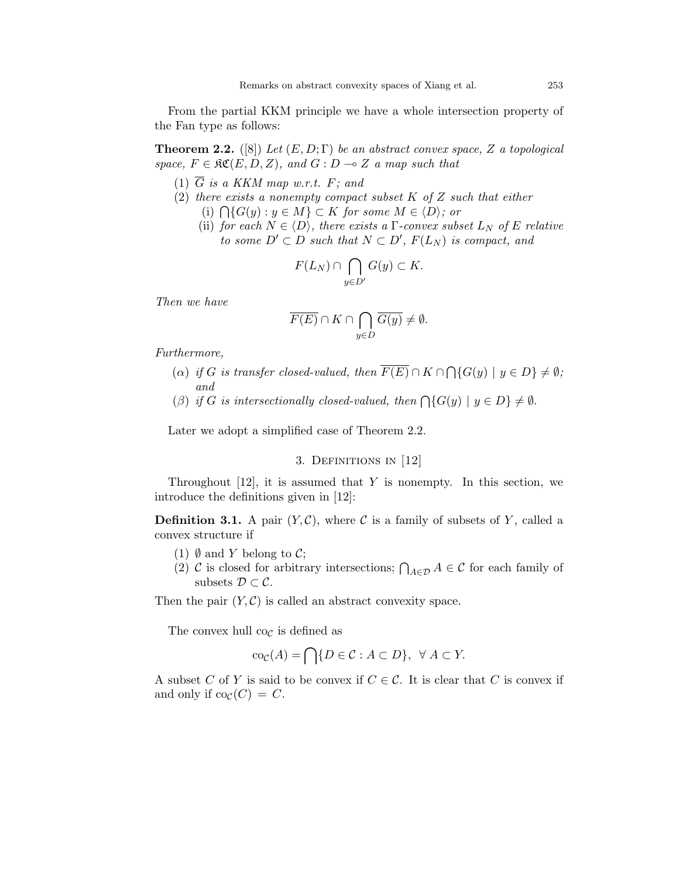From the partial KKM principle we have a whole intersection property of the Fan type as follows:

**Theorem 2.2.** ([8]) *Let $(E, D; \Gamma)$ be an abstract convex space, $Z$ a topological space, $F \in \mathfrak{KC}(E, D, Z)$, and $G : D \multimap Z$ a map such that*

(1) *$\overline{G}$ is a KKM map w.r.t. $F$; and*
(2) *there exists a nonempty compact subset $K$ of $Z$ such that either*
   (i) *$\bigcap\{G(y) : y \in M\} \subset K$ for some $M \in \langle D \rangle$; or*
   (ii) *for each $N \in \langle D \rangle$, there exists a $\Gamma$-convex subset $L_N$ of $E$ relative to some $D' \subset D$ such that $N \subset D'$, $F(L_N)$ is compact, and*

$$F(L_N) \cap \bigcap_{y \in D'} G(y) \subset K.$$

*Then we have*

$$\overline{F(E)} \cap K \cap \bigcap_{y \in D} \overline{G(y)} \neq \emptyset.$$

*Furthermore,*

($\alpha$) *if $G$ is transfer closed-valued, then $\overline{F(E)} \cap K \cap \bigcap\{G(y) \mid y \in D\} \neq \emptyset$; and*
($\beta$) *if $G$ is intersectionally closed-valued, then $\bigcap\{G(y) \mid y \in D\} \neq \emptyset$.*

Later we adopt a simplified case of Theorem 2.2.

## 3. Definitions in [12]

Throughout [12], it is assumed that $Y$ is nonempty. In this section, we introduce the definitions given in [12]:

**Definition 3.1.** A pair $(Y, \mathcal{C})$, where $\mathcal{C}$ is a family of subsets of $Y$, called a convex structure if

(1) $\emptyset$ and $Y$ belong to $\mathcal{C}$;
(2) $\mathcal{C}$ is closed for arbitrary intersections; $\bigcap_{A \in \mathcal{D}} A \in \mathcal{C}$ for each family of subsets $\mathcal{D} \subset \mathcal{C}$.

Then the pair $(Y, \mathcal{C})$ is called an abstract convexity space.

The convex hull $\mathrm{co}_{\mathcal{C}}$ is defined as

$$\mathrm{co}_{\mathcal{C}}(A) = \bigcap\{D \in \mathcal{C} : A \subset D\}, \ \ \forall\, A \subset Y.$$

A subset $C$ of $Y$ is said to be convex if $C \in \mathcal{C}$. It is clear that $C$ is convex if and only if $\mathrm{co}_{\mathcal{C}}(C) = C$.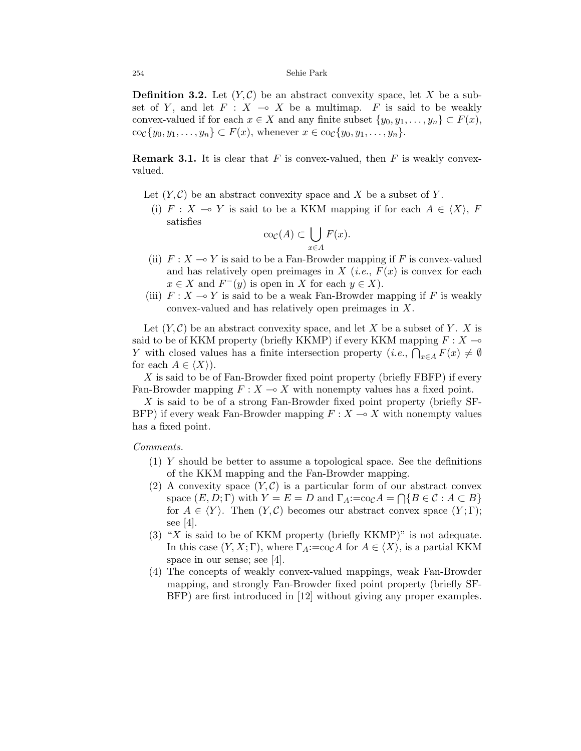**Definition 3.2.** Let $(Y, \mathcal{C})$ be an abstract convexity space, let $X$ be a subset of $Y$, and let $F : X \multimap X$ be a multimap. $F$ is said to be weakly convex-valued if for each $x \in X$ and any finite subset $\{y_0, y_1, \ldots, y_n\} \subset F(x)$, $\mathrm{co}_{\mathcal{C}}\{y_0, y_1, \ldots, y_n\} \subset F(x)$, whenever $x \in \mathrm{co}_{\mathcal{C}}\{y_0, y_1, \ldots, y_n\}$.

**Remark 3.1.** It is clear that $F$ is convex-valued, then $F$ is weakly convex-valued.

Let $(Y, \mathcal{C})$ be an abstract convexity space and $X$ be a subset of $Y$.

(i) $F : X \multimap Y$ is said to be a KKM mapping if for each $A \in \langle X \rangle$, $F$ satisfies

$$\mathrm{co}_{\mathcal{C}}(A) \subset \bigcup_{x \in A} F(x).$$

(ii) $F : X \multimap Y$ is said to be a Fan-Browder mapping if $F$ is convex-valued and has relatively open preimages in $X$ (*i.e.*, $F(x)$ is convex for each $x \in X$ and $F^{-}(y)$ is open in $X$ for each $y \in X$).

(iii) $F : X \multimap Y$ is said to be a weak Fan-Browder mapping if $F$ is weakly convex-valued and has relatively open preimages in $X$.

Let $(Y, \mathcal{C})$ be an abstract convexity space, and let $X$ be a subset of $Y$. $X$ is said to be of KKM property (briefly KKMP) if every KKM mapping $F : X \multimap Y$ with closed values has a finite intersection property (*i.e.*, $\bigcap_{x \in A} F(x) \neq \emptyset$ for each $A \in \langle X \rangle$).

$X$ is said to be of Fan-Browder fixed point property (briefly FBFP) if every Fan-Browder mapping $F : X \multimap X$ with nonempty values has a fixed point.

$X$ is said to be of a strong Fan-Browder fixed point property (briefly SF-BFP) if every weak Fan-Browder mapping $F : X \multimap X$ with nonempty values has a fixed point.

*Comments.*

1. $Y$ should be better to assume a topological space. See the definitions of the KKM mapping and the Fan-Browder mapping.
2. A convexity space $(Y, \mathcal{C})$ is a particular form of our abstract convex space $(E, D; \Gamma)$ with $Y = E = D$ and $\Gamma_A := \mathrm{co}_{\mathcal{C}} A = \bigcap \{B \in \mathcal{C} : A \subset B\}$ for $A \in \langle Y \rangle$. Then $(Y, \mathcal{C})$ becomes our abstract convex space $(Y; \Gamma)$; see [4].
3. "$X$ is said to be of KKM property (briefly KKMP)" is not adequate. In this case $(Y, X; \Gamma)$, where $\Gamma_A := \mathrm{co}_{\mathcal{C}} A$ for $A \in \langle X \rangle$, is a partial KKM space in our sense; see [4].
4. The concepts of weakly convex-valued mappings, weak Fan-Browder mapping, and strongly Fan-Browder fixed point property (briefly SF-BFP) are first introduced in [12] without giving any proper examples.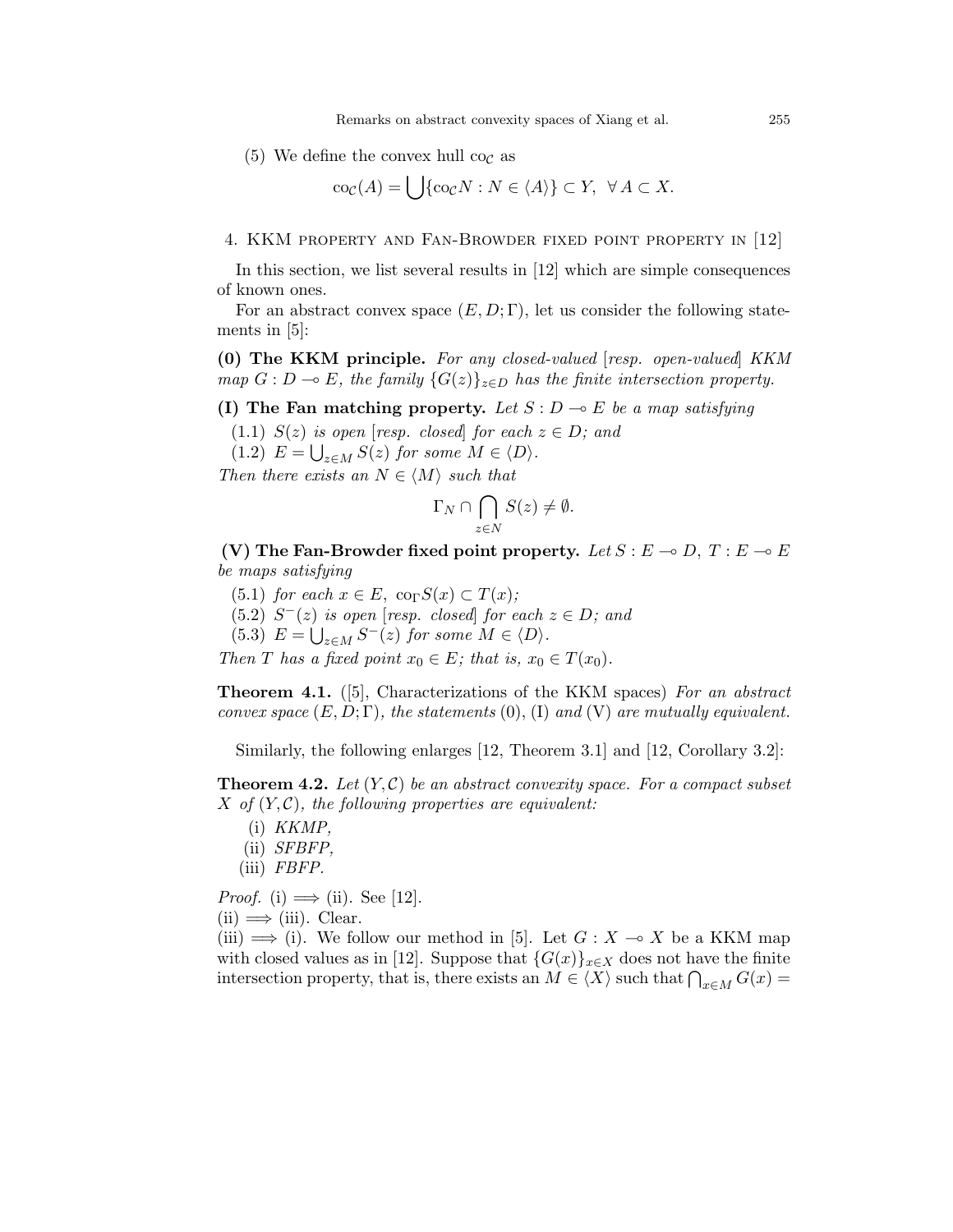(5) We define the convex hull $\mathrm{co}_{\mathcal{C}}$ as

$$\mathrm{co}_{\mathcal{C}}(A) = \bigcup \{\mathrm{co}_{\mathcal{C}} N : N \in \langle A \rangle\} \subset Y, \ \ \forall\, A \subset X.$$

## 4. KKM property and Fan-Browder fixed point property in [12]

In this section, we list several results in [12] which are simple consequences of known ones.

For an abstract convex space $(E, D; \Gamma)$, let us consider the following statements in [5]:

**(0) The KKM principle.** *For any closed-valued [resp. open-valued] KKM map $G : D \multimap E$, the family $\{G(z)\}_{z \in D}$ has the finite intersection property.*

**(I) The Fan matching property.** *Let $S : D \multimap E$ be a map satisfying*

(1.1) *$S(z)$ is open [resp. closed] for each $z \in D$; and*

(1.2) *$E = \bigcup_{z \in M} S(z)$ for some $M \in \langle D \rangle$.*

*Then there exists an $N \in \langle M \rangle$ such that*

$$\Gamma_N \cap \bigcap_{z \in N} S(z) \neq \emptyset.$$

**(V) The Fan-Browder fixed point property.** *Let $S : E \multimap D$, $T : E \multimap E$ be maps satisfying*

(5.1) *for each $x \in E$, $\mathrm{co}_{\Gamma} S(x) \subset T(x)$;*

(5.2) *$S^{-}(z)$ is open [resp. closed] for each $z \in D$; and*

(5.3) *$E = \bigcup_{z \in M} S^{-}(z)$ for some $M \in \langle D \rangle$.*

*Then $T$ has a fixed point $x_0 \in E$; that is, $x_0 \in T(x_0)$.*

**Theorem 4.1.** ([5], Characterizations of the KKM spaces) *For an abstract convex space $(E, D; \Gamma)$, the statements (0), (I) and (V) are mutually equivalent.*

Similarly, the following enlarges [12, Theorem 3.1] and [12, Corollary 3.2]:

**Theorem 4.2.** *Let $(Y, \mathcal{C})$ be an abstract convexity space. For a compact subset $X$ of $(Y, \mathcal{C})$, the following properties are equivalent:*

(i) *KKMP,*

(ii) *SFBFP,*

(iii) *FBFP.*

*Proof.* (i) $\Longrightarrow$ (ii). See [12].

(ii) $\Longrightarrow$ (iii). Clear.

(iii) $\Longrightarrow$ (i). We follow our method in [5]. Let $G : X \multimap X$ be a KKM map with closed values as in [12]. Suppose that $\{G(x)\}_{x \in X}$ does not have the finite intersection property, that is, there exists an $M \in \langle X \rangle$ such that $\bigcap_{x \in M} G(x) =$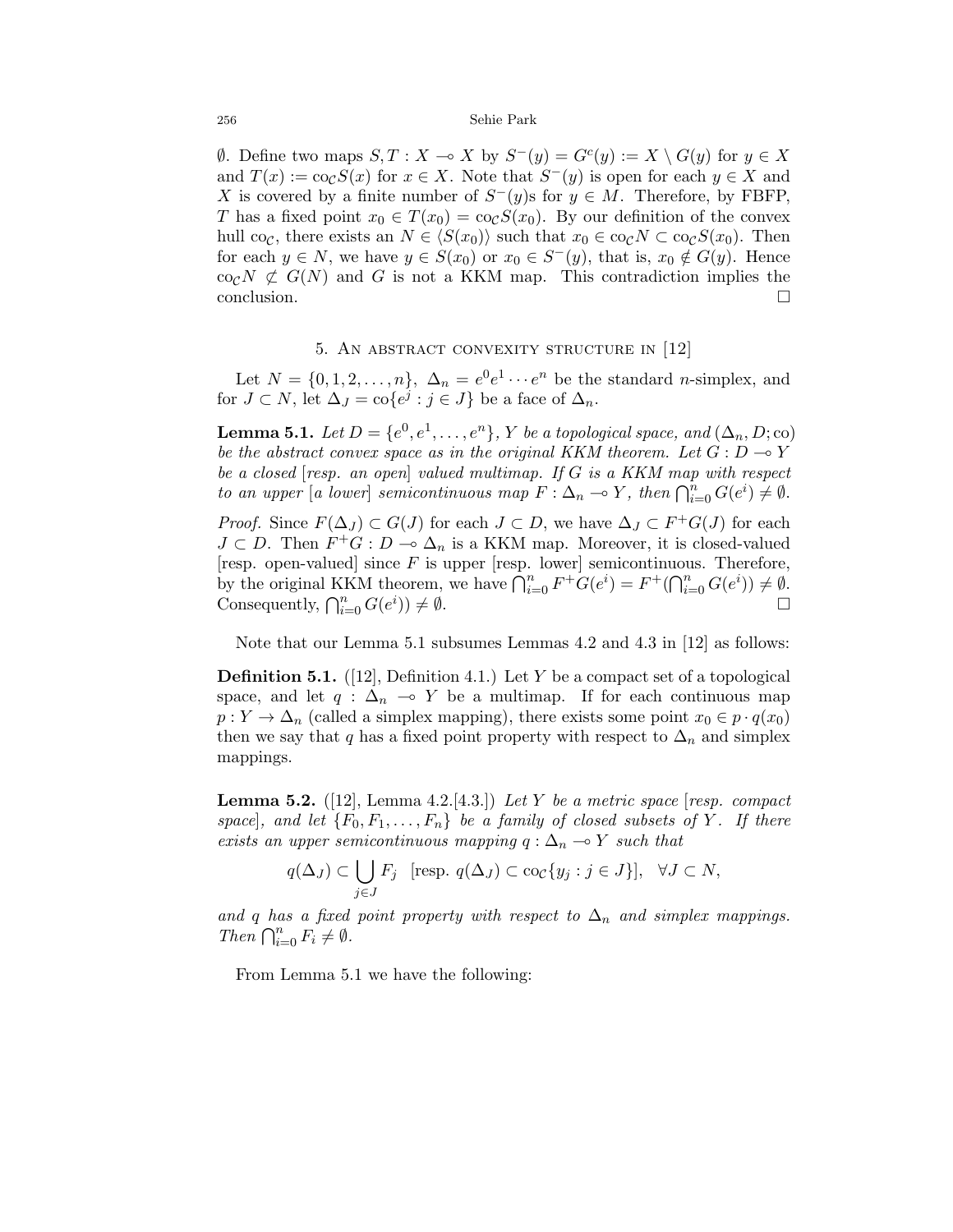$\emptyset$. Define two maps $S, T : X \multimap X$ by $S^-(y) = G^c(y) := X \setminus G(y)$ for $y \in X$ and $T(x) := \mathrm{co}_{\mathcal{C}} S(x)$ for $x \in X$. Note that $S^-(y)$ is open for each $y \in X$ and $X$ is covered by a finite number of $S^-(y)$s for $y \in M$. Therefore, by FBFP, $T$ has a fixed point $x_0 \in T(x_0) = \mathrm{co}_{\mathcal{C}} S(x_0)$. By our definition of the convex hull $\mathrm{co}_{\mathcal{C}}$, there exists an $N \in \langle S(x_0) \rangle$ such that $x_0 \in \mathrm{co}_{\mathcal{C}} N \subset \mathrm{co}_{\mathcal{C}} S(x_0)$. Then for each $y \in N$, we have $y \in S(x_0)$ or $x_0 \in S^-(y)$, that is, $x_0 \notin G(y)$. Hence $\mathrm{co}_{\mathcal{C}} N \not\subset G(N)$ and $G$ is not a KKM map. This contradiction implies the conclusion. $\square$

## 5. An abstract convexity structure in [12]

Let $N = \{0, 1, 2, \ldots, n\}$, $\Delta_n = e^0 e^1 \cdots e^n$ be the standard $n$-simplex, and for $J \subset N$, let $\Delta_J = \mathrm{co}\{e^j : j \in J\}$ be a face of $\Delta_n$.

**Lemma 5.1.** *Let $D = \{e^0, e^1, \ldots, e^n\}$, $Y$ be a topological space, and $(\Delta_n, D; \mathrm{co})$ be the abstract convex space as in the original KKM theorem. Let $G : D \multimap Y$ be a closed [resp. an open] valued multimap. If $G$ is a KKM map with respect to an upper [a lower] semicontinuous map $F : \Delta_n \multimap Y$, then $\bigcap_{i=0}^n G(e^i) \neq \emptyset$.*

*Proof.* Since $F(\Delta_J) \subset G(J)$ for each $J \subset D$, we have $\Delta_J \subset F^+ G(J)$ for each $J \subset D$. Then $F^+ G : D \multimap \Delta_n$ is a KKM map. Moreover, it is closed-valued [resp. open-valued] since $F$ is upper [resp. lower] semicontinuous. Therefore, by the original KKM theorem, we have $\bigcap_{i=0}^n F^+ G(e^i) = F^+(\bigcap_{i=0}^n G(e^i)) \neq \emptyset$. Consequently, $\bigcap_{i=0}^n G(e^i) \neq \emptyset$. $\square$

Note that our Lemma 5.1 subsumes Lemmas 4.2 and 4.3 in [12] as follows:

**Definition 5.1.** ([12], Definition 4.1.) Let $Y$ be a compact set of a topological space, and let $q : \Delta_n \multimap Y$ be a multimap. If for each continuous map $p : Y \to \Delta_n$ (called a simplex mapping), there exists some point $x_0 \in p \cdot q(x_0)$ then we say that $q$ has a fixed point property with respect to $\Delta_n$ and simplex mappings.

**Lemma 5.2.** ([12], Lemma 4.2.[4.3.]) *Let $Y$ be a metric space [resp. compact space], and let $\{F_0, F_1, \ldots, F_n\}$ be a family of closed subsets of $Y$. If there exists an upper semicontinuous mapping $q : \Delta_n \multimap Y$ such that*

$$q(\Delta_J) \subset \bigcup_{j \in J} F_j \quad [\text{resp. } q(\Delta_J) \subset \mathrm{co}_{\mathcal{C}}\{y_j : j \in J\}], \quad \forall J \subset N,$$

*and $q$ has a fixed point property with respect to $\Delta_n$ and simplex mappings. Then $\bigcap_{i=0}^n F_i \neq \emptyset$.*

From Lemma 5.1 we have the following: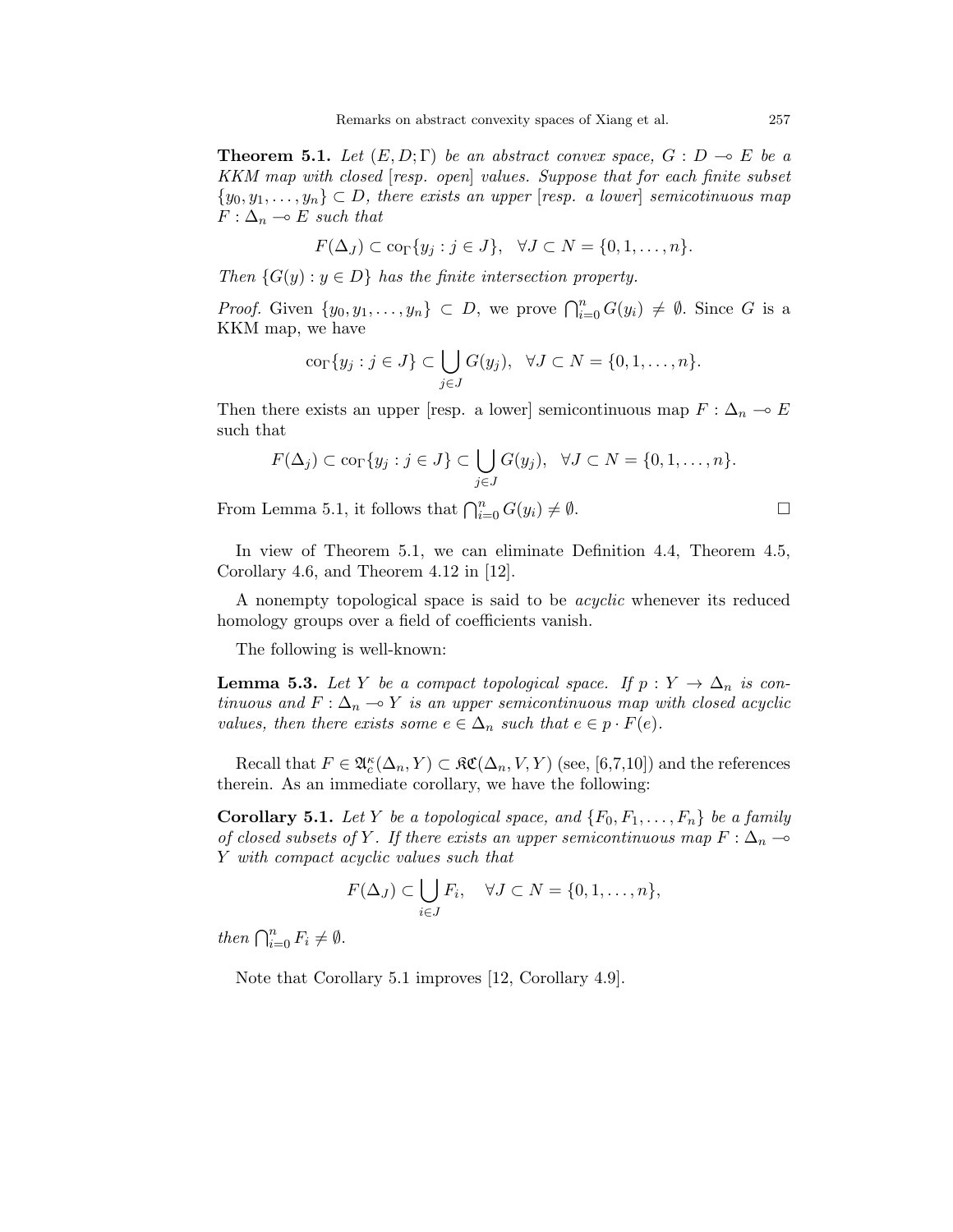**Theorem 5.1.** *Let $(E, D; \Gamma)$ be an abstract convex space, $G : D \multimap E$ be a KKM map with closed [resp. open] values. Suppose that for each finite subset $\{y_0, y_1, \ldots, y_n\} \subset D$, there exists an upper [resp. a lower] semicotinuous map $F : \Delta_n \multimap E$ such that*

$$F(\Delta_J) \subset \mathrm{co}_\Gamma\{y_j : j \in J\}, \quad \forall J \subset N = \{0, 1, \ldots, n\}.$$

*Then $\{G(y) : y \in D\}$ has the finite intersection property.*

*Proof.* Given $\{y_0, y_1, \ldots, y_n\} \subset D$, we prove $\bigcap_{i=0}^n G(y_i) \neq \emptyset$. Since $G$ is a KKM map, we have

$$\mathrm{co}_\Gamma\{y_j : j \in J\} \subset \bigcup_{j \in J} G(y_j), \quad \forall J \subset N = \{0, 1, \ldots, n\}.$$

Then there exists an upper [resp. a lower] semicontinuous map $F : \Delta_n \multimap E$ such that

$$F(\Delta_j) \subset \mathrm{co}_\Gamma\{y_j : j \in J\} \subset \bigcup_{j \in J} G(y_j), \quad \forall J \subset N = \{0, 1, \ldots, n\}.$$

From Lemma 5.1, it follows that $\bigcap_{i=0}^n G(y_i) \neq \emptyset$. □

In view of Theorem 5.1, we can eliminate Definition 4.4, Theorem 4.5, Corollary 4.6, and Theorem 4.12 in [12].

A nonempty topological space is said to be *acyclic* whenever its reduced homology groups over a field of coefficients vanish.

The following is well-known:

**Lemma 5.3.** *Let $Y$ be a compact topological space. If $p : Y \to \Delta_n$ is continuous and $F : \Delta_n \multimap Y$ is an upper semicontinuous map with closed acyclic values, then there exists some $e \in \Delta_n$ such that $e \in p \cdot F(e)$.*

Recall that $F \in \mathfrak{A}_c^\kappa(\Delta_n, Y) \subset \mathfrak{KC}(\Delta_n, V, Y)$ (see, [6,7,10]) and the references therein. As an immediate corollary, we have the following:

**Corollary 5.1.** *Let $Y$ be a topological space, and $\{F_0, F_1, \ldots, F_n\}$ be a family of closed subsets of $Y$. If there exists an upper semicontinuous map $F : \Delta_n \multimap Y$ with compact acyclic values such that*

$$F(\Delta_J) \subset \bigcup_{i \in J} F_i, \quad \forall J \subset N = \{0, 1, \ldots, n\},$$

*then $\bigcap_{i=0}^n F_i \neq \emptyset$.*

Note that Corollary 5.1 improves [12, Corollary 4.9].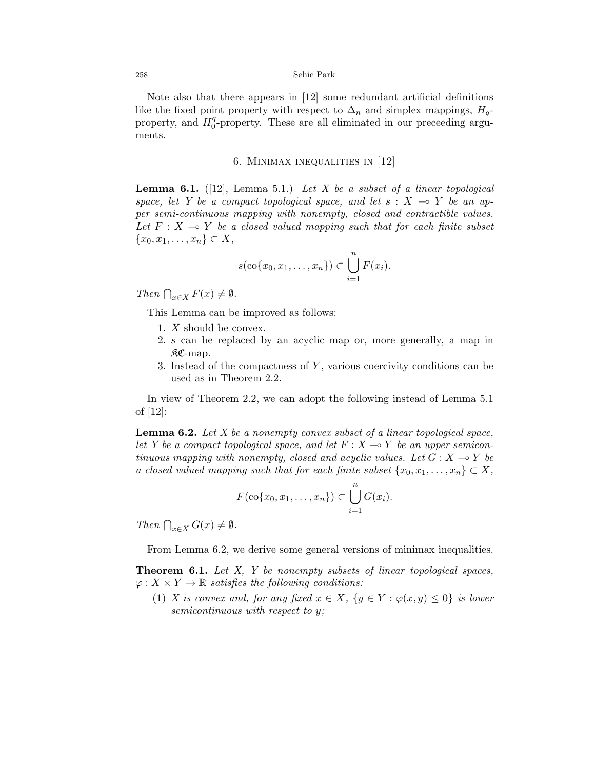Note also that there appears in [12] some redundant artificial definitions like the fixed point property with respect to $\Delta_n$ and simplex mappings, $H_q$-property, and $H_0^q$-property. These are all eliminated in our preceeding arguments.

## 6. Minimax inequalities in [12]

**Lemma 6.1.** ([12], Lemma 5.1.) *Let $X$ be a subset of a linear topological space, let $Y$ be a compact topological space, and let $s : X \multimap Y$ be an upper semi-continuous mapping with nonempty, closed and contractible values. Let $F : X \multimap Y$ be a closed valued mapping such that for each finite subset $\{x_0, x_1, \ldots, x_n\} \subset X$,*

$$s(\mathrm{co}\{x_0, x_1, \ldots, x_n\}) \subset \bigcup_{i=1}^{n} F(x_i).$$

*Then $\bigcap_{x \in X} F(x) \neq \emptyset$.*

This Lemma can be improved as follows:

1. $X$ should be convex.
2. $s$ can be replaced by an acyclic map or, more generally, a map in $\mathfrak{KC}$-map.
3. Instead of the compactness of $Y$, various coercivity conditions can be used as in Theorem 2.2.

In view of Theorem 2.2, we can adopt the following instead of Lemma 5.1 of [12]:

**Lemma 6.2.** *Let $X$ be a nonempty convex subset of a linear topological space, let $Y$ be a compact topological space, and let $F : X \multimap Y$ be an upper semicontinuous mapping with nonempty, closed and acyclic values. Let $G : X \multimap Y$ be a closed valued mapping such that for each finite subset $\{x_0, x_1, \ldots, x_n\} \subset X$,*

$$F(\mathrm{co}\{x_0, x_1, \ldots, x_n\}) \subset \bigcup_{i=1}^{n} G(x_i).$$

*Then $\bigcap_{x \in X} G(x) \neq \emptyset$.*

From Lemma 6.2, we derive some general versions of minimax inequalities.

**Theorem 6.1.** *Let $X$, $Y$ be nonempty subsets of linear topological spaces, $\varphi : X \times Y \to \mathbb{R}$ satisfies the following conditions:*

(1) *$X$ is convex and, for any fixed $x \in X$, $\{y \in Y : \varphi(x, y) \leq 0\}$ is lower semicontinuous with respect to $y$;*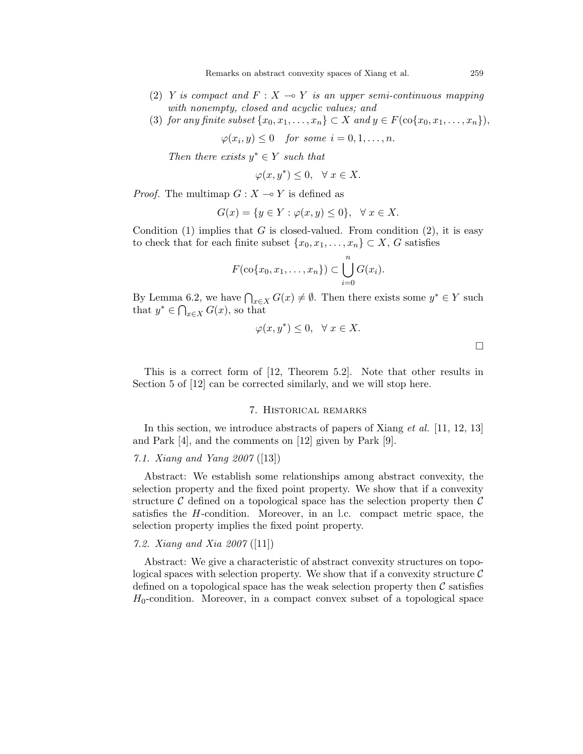(2) *$Y$ is compact and $F : X \multimap Y$ is an upper semi-continuous mapping with nonempty, closed and acyclic values; and*

(3) *for any finite subset $\{x_0, x_1, \ldots, x_n\} \subset X$ and $y \in F(\mathrm{co}\{x_0, x_1, \ldots, x_n\})$,*

$$\varphi(x_i, y) \leq 0 \quad \text{for some } i = 0, 1, \ldots, n.$$

*Then there exists $y^* \in Y$ such that*

$$\varphi(x, y^*) \leq 0, \quad \forall\, x \in X.$$

*Proof.* The multimap $G : X \multimap Y$ is defined as

$$G(x) = \{y \in Y : \varphi(x, y) \leq 0\}, \quad \forall\, x \in X.$$

Condition (1) implies that $G$ is closed-valued. From condition (2), it is easy to check that for each finite subset $\{x_0, x_1, \ldots, x_n\} \subset X$, $G$ satisfies

$$F(\mathrm{co}\{x_0, x_1, \ldots, x_n\}) \subset \bigcup_{i=0}^{n} G(x_i).$$

By Lemma 6.2, we have $\bigcap_{x \in X} G(x) \neq \emptyset$. Then there exists some $y^* \in Y$ such that $y^* \in \bigcap_{x \in X} G(x)$, so that

$$\varphi(x, y^*) \leq 0, \quad \forall\, x \in X.$$

□

This is a correct form of [12, Theorem 5.2]. Note that other results in Section 5 of [12] can be corrected similarly, and we will stop here.

## 7. Historical remarks

In this section, we introduce abstracts of papers of Xiang *et al.* [11, 12, 13] and Park [4], and the comments on [12] given by Park [9].

### *7.1. Xiang and Yang 2007* ([13])

Abstract: We establish some relationships among abstract convexity, the selection property and the fixed point property. We show that if a convexity structure $\mathcal{C}$ defined on a topological space has the selection property then $\mathcal{C}$ satisfies the $H$-condition. Moreover, in an l.c. compact metric space, the selection property implies the fixed point property.

### *7.2. Xiang and Xia 2007* ([11])

Abstract: We give a characteristic of abstract convexity structures on topological spaces with selection property. We show that if a convexity structure $\mathcal{C}$ defined on a topological space has the weak selection property then $\mathcal{C}$ satisfies $H_0$-condition. Moreover, in a compact convex subset of a topological space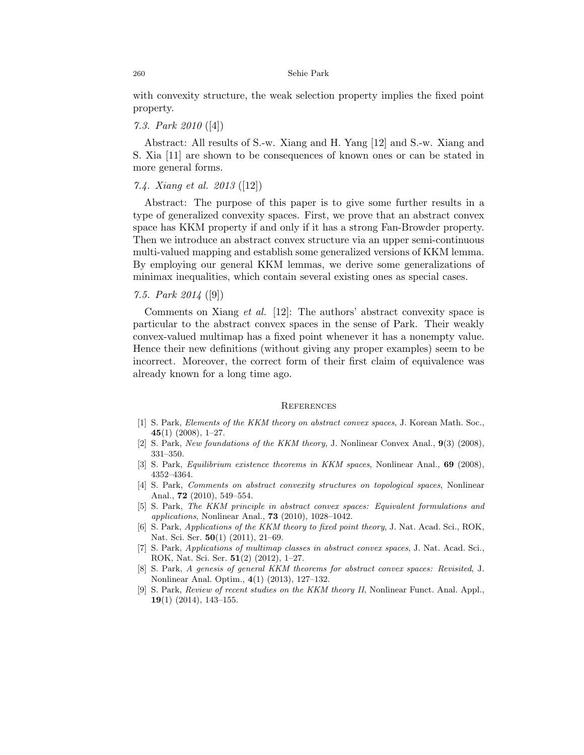with convexity structure, the weak selection property implies the fixed point property.

*7.3. Park 2010* ([4])

Abstract: All results of S.-w. Xiang and H. Yang [12] and S.-w. Xiang and S. Xia [11] are shown to be consequences of known ones or can be stated in more general forms.

*7.4. Xiang et al. 2013* ([12])

Abstract: The purpose of this paper is to give some further results in a type of generalized convexity spaces. First, we prove that an abstract convex space has KKM property if and only if it has a strong Fan-Browder property. Then we introduce an abstract convex structure via an upper semi-continuous multi-valued mapping and establish some generalized versions of KKM lemma. By employing our general KKM lemmas, we derive some generalizations of minimax inequalities, which contain several existing ones as special cases.

*7.5. Park 2014* ([9])

Comments on Xiang *et al.* [12]: The authors' abstract convexity space is particular to the abstract convex spaces in the sense of Park. Their weakly convex-valued multimap has a fixed point whenever it has a nonempty value. Hence their new definitions (without giving any proper examples) seem to be incorrect. Moreover, the correct form of their first claim of equivalence was already known for a long time ago.

## References

[1] S. Park, *Elements of the KKM theory on abstract convex spaces*, J. Korean Math. Soc., **45**(1) (2008), 1–27.

[2] S. Park, *New foundations of the KKM theory*, J. Nonlinear Convex Anal., **9**(3) (2008), 331–350.

[3] S. Park, *Equilibrium existence theorems in KKM spaces*, Nonlinear Anal., **69** (2008), 4352–4364.

[4] S. Park, *Comments on abstract convexity structures on topological spaces*, Nonlinear Anal., **72** (2010), 549–554.

[5] S. Park, *The KKM principle in abstract convex spaces: Equivalent formulations and applications*, Nonlinear Anal., **73** (2010), 1028–1042.

[6] S. Park, *Applications of the KKM theory to fixed point theory*, J. Nat. Acad. Sci., ROK, Nat. Sci. Ser. **50**(1) (2011), 21–69.

[7] S. Park, *Applications of multimap classes in abstract convex spaces*, J. Nat. Acad. Sci., ROK, Nat. Sci. Ser. **51**(2) (2012), 1–27.

[8] S. Park, *A genesis of general KKM theorems for abstract convex spaces: Revisited*, J. Nonlinear Anal. Optim., **4**(1) (2013), 127–132.

[9] S. Park, *Review of recent studies on the KKM theory II*, Nonlinear Funct. Anal. Appl., **19**(1) (2014), 143–155.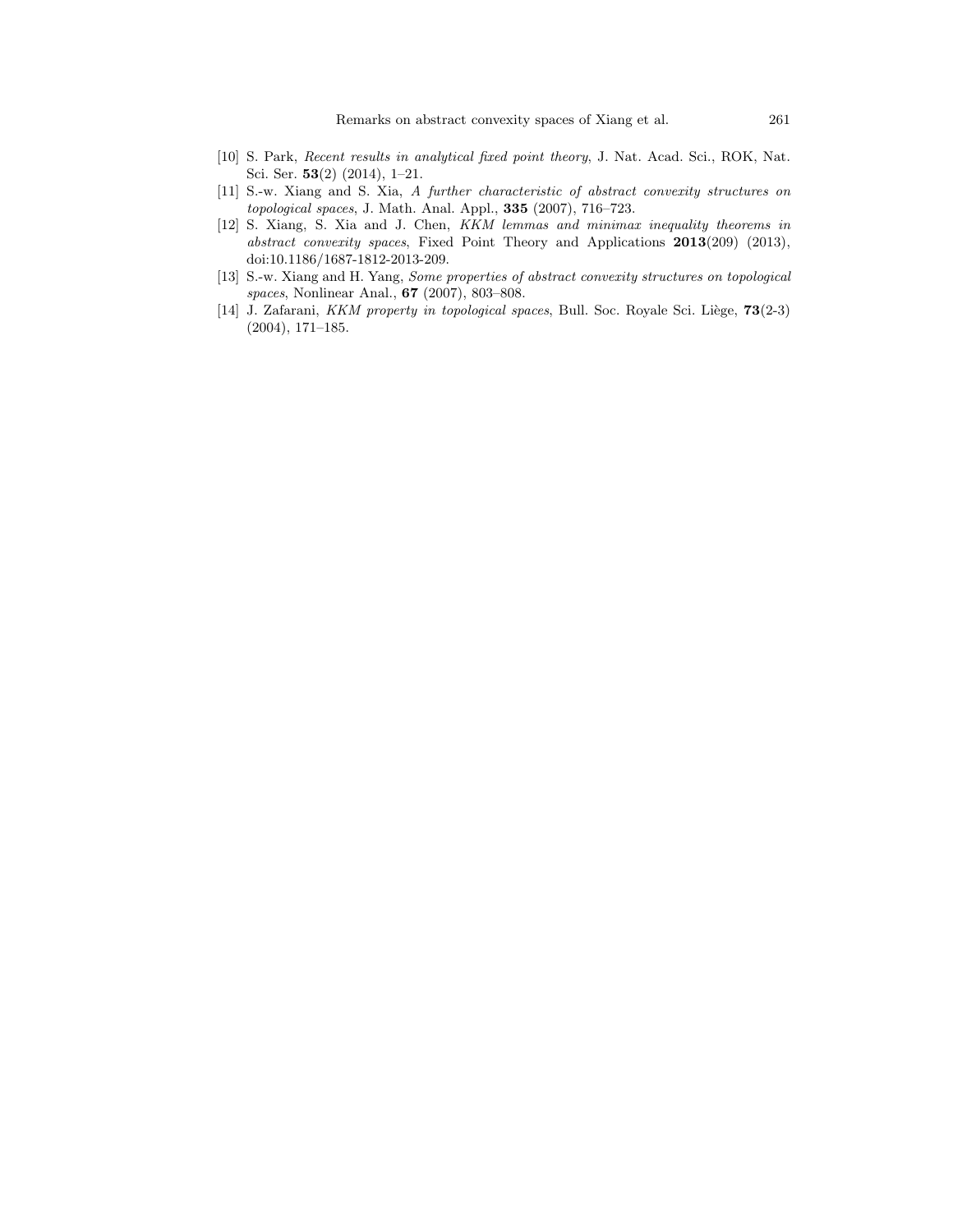[10] S. Park, *Recent results in analytical fixed point theory*, J. Nat. Acad. Sci., ROK, Nat. Sci. Ser. **53**(2) (2014), 1–21.

[11] S.-w. Xiang and S. Xia, *A further characteristic of abstract convexity structures on topological spaces*, J. Math. Anal. Appl., **335** (2007), 716–723.

[12] S. Xiang, S. Xia and J. Chen, *KKM lemmas and minimax inequality theorems in abstract convexity spaces*, Fixed Point Theory and Applications **2013**(209) (2013), doi:10.1186/1687-1812-2013-209.

[13] S.-w. Xiang and H. Yang, *Some properties of abstract convexity structures on topological spaces*, Nonlinear Anal., **67** (2007), 803–808.

[14] J. Zafarani, *KKM property in topological spaces*, Bull. Soc. Royale Sci. Liège, **73**(2-3) (2004), 171–185.